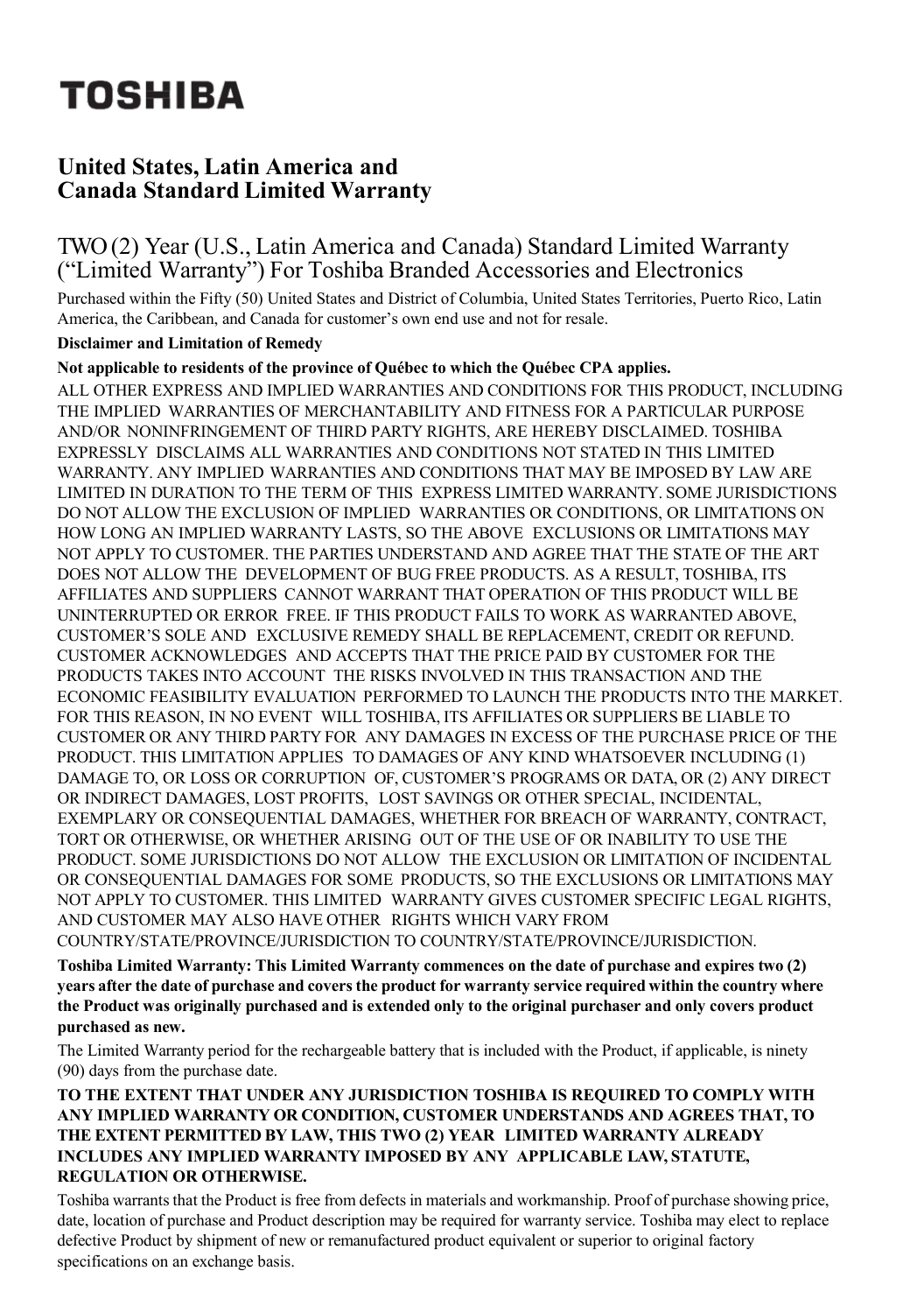# TOSHIBA

## United States, Latin America and Canada Standard Limited Warranty

### TWO (2) Year (U.S., Latin America and Canada) Standard Limited Warranty ("Limited Warranty") For Toshiba Branded Accessories and Electronics

Purchased within the Fifty (50) United States and District of Columbia, United States Territories, Puerto Rico, Latin America, the Caribbean, and Canada for customer's own end use and not for resale.

**Disclaimer and Limitation of Remedy**

**Not applicable to residents of the province of Québec to which the Québec CPA applies.**

ALL OTHER EXPRESS AND IMPLIED WARRANTIES AND CONDITIONS FOR THIS PRODUCT, INCLUDING THE IMPLIED WARRANTIES OF MERCHANTABILITY AND FITNESS FOR A PARTICULAR PURPOSE AND/OR NONINFRINGEMENT OF THIRD PARTY RIGHTS, ARE HEREBY DISCLAIMED. TOSHIBA EXPRESSLY DISCLAIMS ALL WARRANTIES AND CONDITIONS NOT STATED IN THIS LIMITED WARRANTY. ANY IMPLIED WARRANTIES AND CONDITIONS THAT MAY BE IMPOSED BY LAW ARE LIMITED IN DURATION TO THE TERM OF THIS EXPRESS LIMITED WARRANTY. SOME JURISDICTIONS DO NOT ALLOW THE EXCLUSION OF IMPLIED WARRANTIES OR CONDITIONS, OR LIMITATIONS ON HOW LONG AN IMPLIED WARRANTY LASTS, SO THE ABOVE EXCLUSIONS OR LIMITATIONS MAY NOT APPLY TO CUSTOMER. THE PARTIES UNDERSTAND AND AGREE THAT THE STATE OF THE ART DOES NOT ALLOW THE DEVELOPMENT OF BUG FREE PRODUCTS. AS A RESULT, TOSHIBA, ITS AFFILIATES AND SUPPLIERS CANNOT WARRANT THAT OPERATION OF THIS PRODUCT WILL BE UNINTERRUPTED OR ERROR FREE. IF THIS PRODUCT FAILS TO WORK AS WARRANTED ABOVE, CUSTOMER'S SOLE AND EXCLUSIVE REMEDY SHALL BE REPLACEMENT, CREDIT OR REFUND. CUSTOMER ACKNOWLEDGES AND ACCEPTS THAT THE PRICE PAID BY CUSTOMER FOR THE PRODUCTS TAKES INTO ACCOUNT THE RISKS INVOLVED IN THIS TRANSACTION AND THE ECONOMIC FEASIBILITY EVALUATION PERFORMED TO LAUNCH THE PRODUCTS INTO THE MARKET. FOR THIS REASON, IN NO EVENT WILL TOSHIBA, ITS AFFILIATES OR SUPPLIERS BE LIABLE TO CUSTOMER OR ANY THIRD PARTY FOR ANY DAMAGES IN EXCESS OF THE PURCHASE PRICE OF THE PRODUCT. THIS LIMITATION APPLIES TO DAMAGES OF ANY KIND WHATSOEVER INCLUDING (1) DAMAGE TO, OR LOSS OR CORRUPTION OF, CUSTOMER'S PROGRAMS OR DATA, OR (2) ANY DIRECT OR INDIRECT DAMAGES, LOST PROFITS, LOST SAVINGS OR OTHER SPECIAL, INCIDENTAL, EXEMPLARY OR CONSEQUENTIAL DAMAGES, WHETHER FOR BREACH OF WARRANTY, CONTRACT, TORT OR OTHERWISE, OR WHETHER ARISING OUT OF THE USE OF OR INABILITY TO USE THE PRODUCT. SOME JURISDICTIONS DO NOT ALLOW THE EXCLUSION OR LIMITATION OF INCIDENTAL OR CONSEQUENTIAL DAMAGES FOR SOME PRODUCTS, SO THE EXCLUSIONS OR LIMITATIONS MAY NOT APPLY TO CUSTOMER. THIS LIMITED WARRANTY GIVES CUSTOMER SPECIFIC LEGAL RIGHTS, AND CUSTOMER MAY ALSO HAVE OTHER RIGHTS WHICH VARY FROM COUNTRY/STATE/PROVINCE/JURISDICTION TO COUNTRY/STATE/PROVINCE/JURISDICTION.

**Toshiba Limited Warranty: This Limited Warranty commences on the date of purchase and expires two (2) years after the date of purchase and covers the product for warranty service required within the country where the Product was originally purchased and is extended only to the original purchaser and only covers product purchased as new.**

The Limited Warranty period for the rechargeable battery that is included with the Product, if applicable, is ninety (90) days from the purchase date.

**TO THE EXTENT THAT UNDER ANY JURISDICTION TOSHIBA IS REQUIRED TO COMPLY WITH ANY IMPLIED WARRANTY OR CONDITION, CUSTOMER UNDERSTANDS AND AGREES THAT, TO THE EXTENT PERMITTED BY LAW, THIS TWO (2) YEAR LIMITED WARRANTY ALREADY INCLUDES ANY IMPLIED WARRANTY IMPOSED BY ANY APPLICABLE LAW, STATUTE, REGULATION OR OTHERWISE.**

Toshiba warrants that the Product is free from defects in materials and workmanship. Proof of purchase showing price, date, location of purchase and Product description may be required for warranty service. Toshiba may elect to replace defective Product by shipment of new or remanufactured product equivalent or superior to original factory specifications on an exchange basis.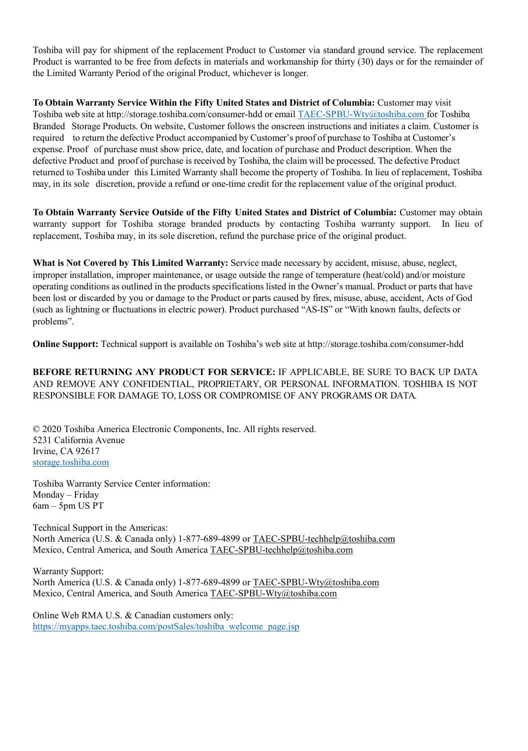Toshiba will pay for shipment of the replacement Product to Customer via standard ground service. The replacement Product is warranted to be free from defects in materials and workmanship for thirty (30) days or for the remainder of the Limited Warranty Period of the original Product, whichever is longer.

**To Obtain Warranty Service Within the Fifty United States and District of Columbia:** Customer may visit Toshiba web site at http://storage.toshiba.com/consumer-hdd or email TAEC-SPBU-Wty@toshiba.com for Toshiba Branded Storage Products. On website, Customer follows the onscreen instructions and initiates a claim. Customer is required to return the defective Product accompanied by Customer's proof of purchase to Toshiba at Customer's expense. Proof of purchase must show price, date, and location of purchase and Product description. When the defective Product and proof of purchase is received by Toshiba, the claim will be processed. The defective Product returned to Toshiba under this Limited Warranty shall become the property of Toshiba. In lieu of replacement, Toshiba may, in its sole discretion, provide a refund or one-time credit for the replacement value of the original product.

**To Obtain Warranty Service Outside of the Fifty United States and District of Columbia:** Customer may obtain warranty support for Toshiba storage branded products by contacting Toshiba warranty support. In lieu of replacement, Toshiba may, in its sole discretion, refund the purchase price of the original product.

**What is Not Covered by This Limited Warranty:** Service made necessary by accident, misuse, abuse, neglect, improper installation, improper maintenance, or usage outside the range of temperature (heat/cold) and/or moisture operating conditions as outlined in the products specifications listed in the Owner's manual. Product or parts that have been lost or discarded by you or damage to the Product or parts caused by fires, misuse, abuse, accident, Acts of God (such as lightning or fluctuations in electric power). Product purchased "AS-IS" or "With known faults, defects or problems".

**Online Support:** Technical support is available on Toshiba's web site at http://storage.toshiba.com/consumer-hdd

**BEFORE RETURNING ANY PRODUCT FOR SERVICE:** IF APPLICABLE, BE SURE TO BACK UP DATA AND REMOVE ANY CONFIDENTIAL, PROPRIETARY, OR PERSONAL INFORMATION. TOSHIBA IS NOT RESPONSIBLE FOR DAMAGE TO, LOSS OR COMPROMISE OF ANY PROGRAMS OR DATA.

© 2020 Toshiba America Electronic Components, Inc. All rights reserved.
5231 California Avenue
Irvine, CA 92617
storage.toshiba.com

Toshiba Warranty Service Center information:
Monday – Friday
6am – 5pm US PT

Technical Support in the Americas:
North America (U.S. & Canada only) 1-877-689-4899 or TAEC-SPBU-techhelp@toshiba.com
Mexico, Central America, and South America TAEC-SPBU-techhelp@toshiba.com

Warranty Support:
North America (U.S. & Canada only) 1-877-689-4899 or TAEC-SPBU-Wty@toshiba.com
Mexico, Central America, and South America TAEC-SPBU-Wty@toshiba.com

Online Web RMA U.S. & Canadian customers only:
https://myapps.taec.toshiba.com/postSales/toshiba_welcome_page.jsp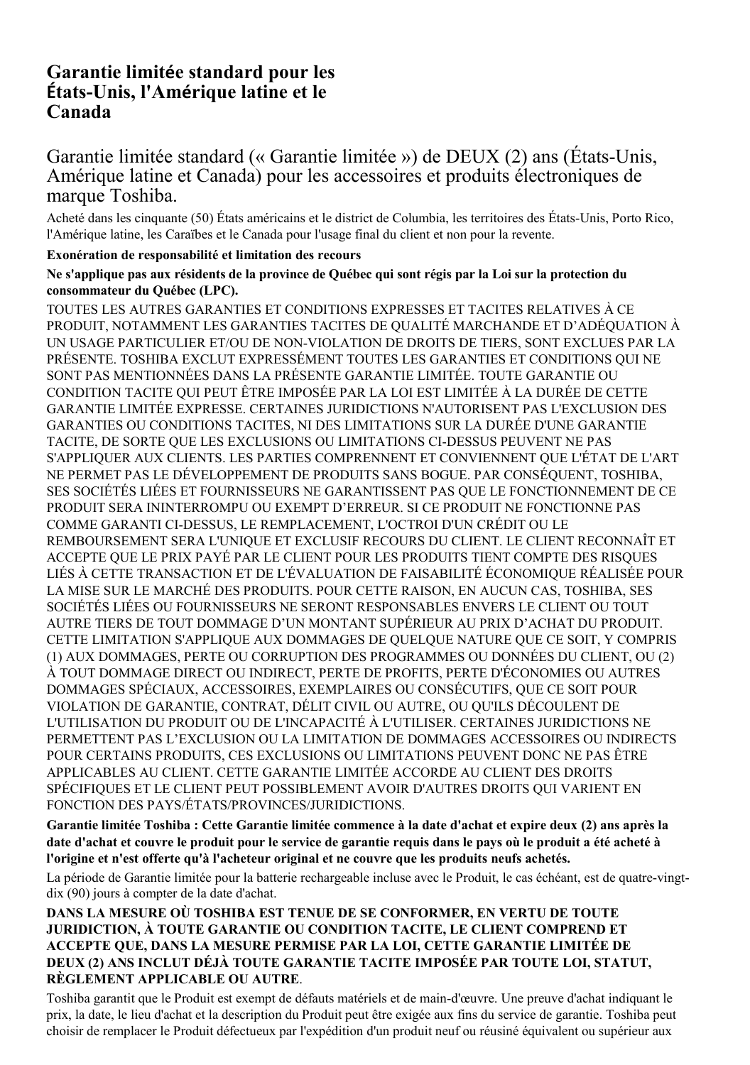# Garantie limitée standard pour les États-Unis, l'Amérique latine et le Canada

## Garantie limitée standard (« Garantie limitée ») de DEUX (2) ans (États-Unis, Amérique latine et Canada) pour les accessoires et produits électroniques de marque Toshiba.

Acheté dans les cinquante (50) États américains et le district de Columbia, les territoires des États-Unis, Porto Rico, l'Amérique latine, les Caraïbes et le Canada pour l'usage final du client et non pour la revente.

**Exonération de responsabilité et limitation des recours**

**Ne s'applique pas aux résidents de la province de Québec qui sont régis par la Loi sur la protection du consommateur du Québec (LPC).**

TOUTES LES AUTRES GARANTIES ET CONDITIONS EXPRESSES ET TACITES RELATIVES À CE PRODUIT, NOTAMMENT LES GARANTIES TACITES DE QUALITÉ MARCHANDE ET D'ADÉQUATION À UN USAGE PARTICULIER ET/OU DE NON-VIOLATION DE DROITS DE TIERS, SONT EXCLUES PAR LA PRÉSENTE. TOSHIBA EXCLUT EXPRESSÉMENT TOUTES LES GARANTIES ET CONDITIONS QUI NE SONT PAS MENTIONNÉES DANS LA PRÉSENTE GARANTIE LIMITÉE. TOUTE GARANTIE OU CONDITION TACITE QUI PEUT ÊTRE IMPOSÉE PAR LA LOI EST LIMITÉE À LA DURÉE DE CETTE GARANTIE LIMITÉE EXPRESSE. CERTAINES JURIDICTIONS N'AUTORISENT PAS L'EXCLUSION DES GARANTIES OU CONDITIONS TACITES, NI DES LIMITATIONS SUR LA DURÉE D'UNE GARANTIE TACITE, DE SORTE QUE LES EXCLUSIONS OU LIMITATIONS CI-DESSUS PEUVENT NE PAS S'APPLIQUER AUX CLIENTS. LES PARTIES COMPRENNENT ET CONVIENNENT QUE L'ÉTAT DE L'ART NE PERMET PAS LE DÉVELOPPEMENT DE PRODUITS SANS BOGUE. PAR CONSÉQUENT, TOSHIBA, SES SOCIÉTÉS LIÉES ET FOURNISSEURS NE GARANTISSENT PAS QUE LE FONCTIONNEMENT DE CE PRODUIT SERA ININTERROMPU OU EXEMPT D'ERREUR. SI CE PRODUIT NE FONCTIONNE PAS COMME GARANTI CI-DESSUS, LE REMPLACEMENT, L'OCTROI D'UN CRÉDIT OU LE REMBOURSEMENT SERA L'UNIQUE ET EXCLUSIF RECOURS DU CLIENT. LE CLIENT RECONNAÎT ET ACCEPTE QUE LE PRIX PAYÉ PAR LE CLIENT POUR LES PRODUITS TIENT COMPTE DES RISQUES LIÉS À CETTE TRANSACTION ET DE L'ÉVALUATION DE FAISABILITÉ ÉCONOMIQUE RÉALISÉE POUR LA MISE SUR LE MARCHÉ DES PRODUITS. POUR CETTE RAISON, EN AUCUN CAS, TOSHIBA, SES SOCIÉTÉS LIÉES OU FOURNISSEURS NE SERONT RESPONSABLES ENVERS LE CLIENT OU TOUT AUTRE TIERS DE TOUT DOMMAGE D'UN MONTANT SUPÉRIEUR AU PRIX D'ACHAT DU PRODUIT. CETTE LIMITATION S'APPLIQUE AUX DOMMAGES DE QUELQUE NATURE QUE CE SOIT, Y COMPRIS (1) AUX DOMMAGES, PERTE OU CORRUPTION DES PROGRAMMES OU DONNÉES DU CLIENT, OU (2) À TOUT DOMMAGE DIRECT OU INDIRECT, PERTE DE PROFITS, PERTE D'ÉCONOMIES OU AUTRES DOMMAGES SPÉCIAUX, ACCESSOIRES, EXEMPLAIRES OU CONSÉCUTIFS, QUE CE SOIT POUR VIOLATION DE GARANTIE, CONTRAT, DÉLIT CIVIL OU AUTRE, OU QU'ILS DÉCOULENT DE L'UTILISATION DU PRODUIT OU DE L'INCAPACITÉ À L'UTILISER. CERTAINES JURIDICTIONS NE PERMETTENT PAS L'EXCLUSION OU LA LIMITATION DE DOMMAGES ACCESSOIRES OU INDIRECTS POUR CERTAINS PRODUITS, CES EXCLUSIONS OU LIMITATIONS PEUVENT DONC NE PAS ÊTRE APPLICABLES AU CLIENT. CETTE GARANTIE LIMITÉE ACCORDE AU CLIENT DES DROITS SPÉCIFIQUES ET LE CLIENT PEUT POSSIBLEMENT AVOIR D'AUTRES DROITS QUI VARIENT EN FONCTION DES PAYS/ÉTATS/PROVINCES/JURIDICTIONS.

**Garantie limitée Toshiba : Cette Garantie limitée commence à la date d'achat et expire deux (2) ans après la date d'achat et couvre le produit pour le service de garantie requis dans le pays où le produit a été acheté à l'origine et n'est offerte qu'à l'acheteur original et ne couvre que les produits neufs achetés.**

La période de Garantie limitée pour la batterie rechargeable incluse avec le Produit, le cas échéant, est de quatre-vingt-dix (90) jours à compter de la date d'achat.

**DANS LA MESURE OÙ TOSHIBA EST TENUE DE SE CONFORMER, EN VERTU DE TOUTE JURIDICTION, À TOUTE GARANTIE OU CONDITION TACITE, LE CLIENT COMPREND ET ACCEPTE QUE, DANS LA MESURE PERMISE PAR LA LOI, CETTE GARANTIE LIMITÉE DE DEUX (2) ANS INCLUT DÉJÀ TOUTE GARANTIE TACITE IMPOSÉE PAR TOUTE LOI, STATUT, RÈGLEMENT APPLICABLE OU AUTRE**.

Toshiba garantit que le Produit est exempt de défauts matériels et de main-d'œuvre. Une preuve d'achat indiquant le prix, la date, le lieu d'achat et la description du Produit peut être exigée aux fins du service de garantie. Toshiba peut choisir de remplacer le Produit défectueux par l'expédition d'un produit neuf ou réusiné équivalent ou supérieur aux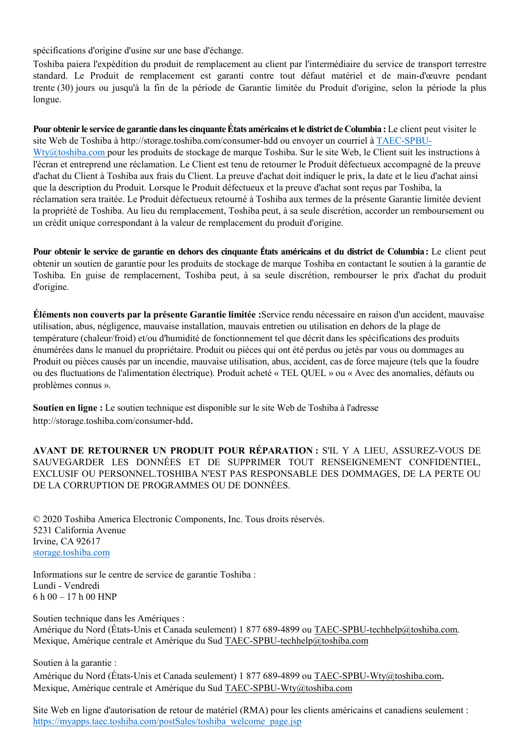spécifications d'origine d'usine sur une base d'échange.

Toshiba paiera l'expédition du produit de remplacement au client par l'intermédiaire du service de transport terrestre standard. Le Produit de remplacement est garanti contre tout défaut matériel et de main-d'œuvre pendant trente (30) jours ou jusqu'à la fin de la période de Garantie limitée du Produit d'origine, selon la période la plus longue.

**Pour obtenir le service de garantie dans les cinquante États américains et le district de Columbia :** Le client peut visiter le site Web de Toshiba à http://storage.toshiba.com/consumer-hdd ou envoyer un courriel à TAEC-SPBU-Wty@toshiba.com pour les produits de stockage de marque Toshiba. Sur le site Web, le Client suit les instructions à l'écran et entreprend une réclamation. Le Client est tenu de retourner le Produit défectueux accompagné de la preuve d'achat du Client à Toshiba aux frais du Client. La preuve d'achat doit indiquer le prix, la date et le lieu d'achat ainsi que la description du Produit. Lorsque le Produit défectueux et la preuve d'achat sont reçus par Toshiba, la réclamation sera traitée. Le Produit défectueux retourné à Toshiba aux termes de la présente Garantie limitée devient la propriété de Toshiba. Au lieu du remplacement, Toshiba peut, à sa seule discrétion, accorder un remboursement ou un crédit unique correspondant à la valeur de remplacement du produit d'origine.

**Pour obtenir le service de garantie en dehors des cinquante États américains et du district de Columbia :** Le client peut obtenir un soutien de garantie pour les produits de stockage de marque Toshiba en contactant le soutien à la garantie de Toshiba. En guise de remplacement, Toshiba peut, à sa seule discrétion, rembourser le prix d'achat du produit d'origine.

**Éléments non couverts par la présente Garantie limitée :** Service rendu nécessaire en raison d'un accident, mauvaise utilisation, abus, négligence, mauvaise installation, mauvais entretien ou utilisation en dehors de la plage de température (chaleur/froid) et/ou d'humidité de fonctionnement tel que décrit dans les spécifications des produits énumérées dans le manuel du propriétaire. Produit ou pièces qui ont été perdus ou jetés par vous ou dommages au Produit ou pièces causés par un incendie, mauvaise utilisation, abus, accident, cas de force majeure (tels que la foudre ou des fluctuations de l'alimentation électrique). Produit acheté « TEL QUEL » ou « Avec des anomalies, défauts ou problèmes connus ».

**Soutien en ligne :** Le soutien technique est disponible sur le site Web de Toshiba à l'adresse http://storage.toshiba.com/consumer-hdd.

**AVANT DE RETOURNER UN PRODUIT POUR RÉPARATION :** S'IL Y A LIEU, ASSUREZ-VOUS DE SAUVEGARDER LES DONNÉES ET DE SUPPRIMER TOUT RENSEIGNEMENT CONFIDENTIEL, EXCLUSIF OU PERSONNEL.TOSHIBA N'EST PAS RESPONSABLE DES DOMMAGES, DE LA PERTE OU DE LA CORRUPTION DE PROGRAMMES OU DE DONNÉES.

© 2020 Toshiba America Electronic Components, Inc. Tous droits réservés.
5231 California Avenue
Irvine, CA 92617
storage.toshiba.com

Informations sur le centre de service de garantie Toshiba :
Lundi - Vendredi
6 h 00 – 17 h 00 HNP

Soutien technique dans les Amériques :
Amérique du Nord (États-Unis et Canada seulement) 1 877 689-4899 ou TAEC-SPBU-techhelp@toshiba.com.
Mexique, Amérique centrale et Amérique du Sud TAEC-SPBU-techhelp@toshiba.com

Soutien à la garantie :
Amérique du Nord (États-Unis et Canada seulement) 1 877 689-4899 ou TAEC-SPBU-Wty@toshiba.com.
Mexique, Amérique centrale et Amérique du Sud TAEC-SPBU-Wty@toshiba.com

Site Web en ligne d'autorisation de retour de matériel (RMA) pour les clients américains et canadiens seulement :
https://myapps.taec.toshiba.com/postSales/toshiba_welcome_page.jsp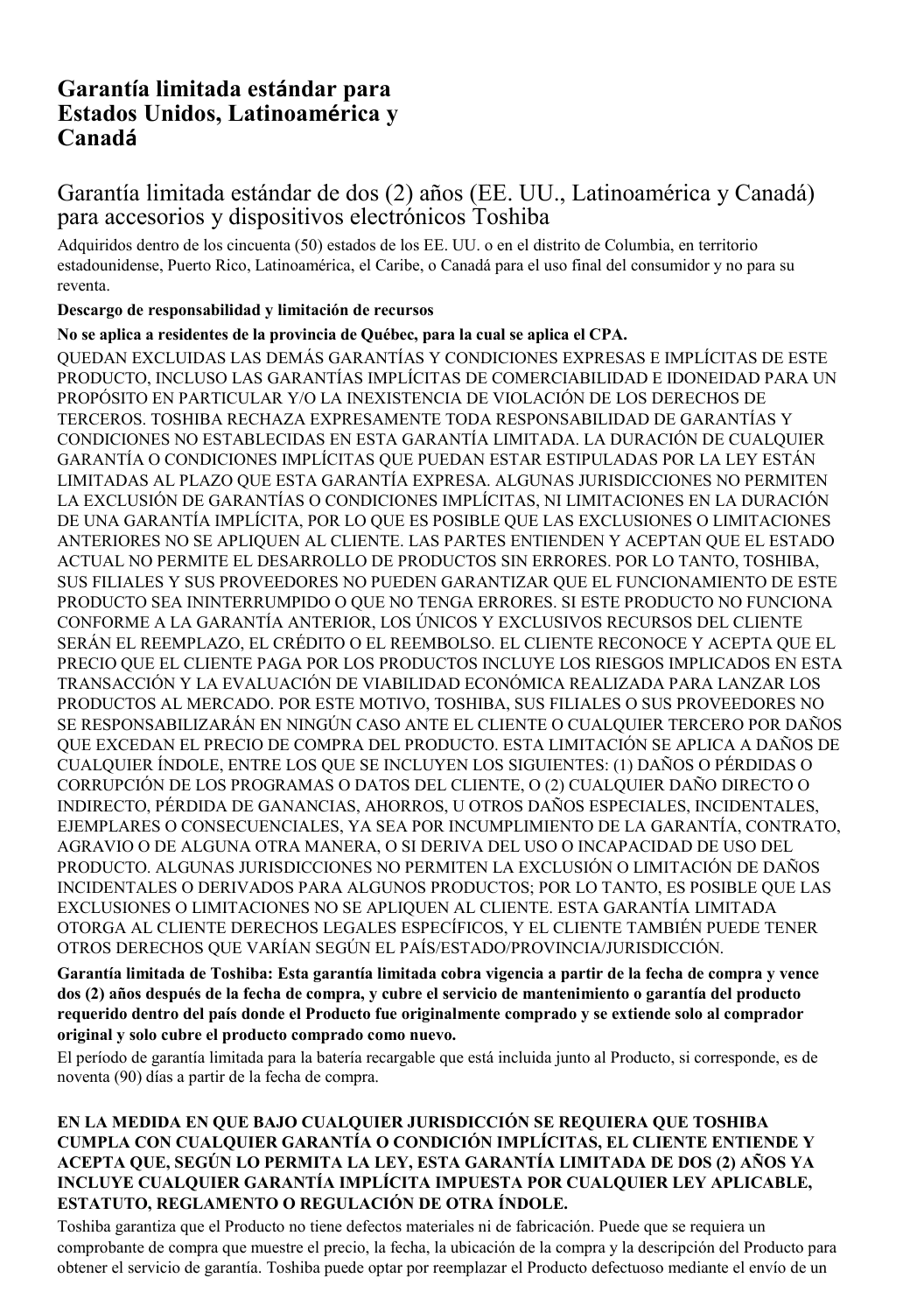# Garantía limitada estándar para Estados Unidos, Latinoamérica y Canadá

## Garantía limitada estándar de dos (2) años (EE. UU., Latinoamérica y Canadá) para accesorios y dispositivos electrónicos Toshiba

Adquiridos dentro de los cincuenta (50) estados de los EE. UU. o en el distrito de Columbia, en territorio estadounidense, Puerto Rico, Latinoamérica, el Caribe, o Canadá para el uso final del consumidor y no para su reventa.

**Descargo de responsabilidad y limitación de recursos**

**No se aplica a residentes de la provincia de Québec, para la cual se aplica el CPA.**

QUEDAN EXCLUIDAS LAS DEMÁS GARANTÍAS Y CONDICIONES EXPRESAS E IMPLÍCITAS DE ESTE PRODUCTO, INCLUSO LAS GARANTÍAS IMPLÍCITAS DE COMERCIABILIDAD E IDONEIDAD PARA UN PROPÓSITO EN PARTICULAR Y/O LA INEXISTENCIA DE VIOLACIÓN DE LOS DERECHOS DE TERCEROS. TOSHIBA RECHAZA EXPRESAMENTE TODA RESPONSABILIDAD DE GARANTÍAS Y CONDICIONES NO ESTABLECIDAS EN ESTA GARANTÍA LIMITADA. LA DURACIÓN DE CUALQUIER GARANTÍA O CONDICIONES IMPLÍCITAS QUE PUEDAN ESTAR ESTIPULADAS POR LA LEY ESTÁN LIMITADAS AL PLAZO QUE ESTA GARANTÍA EXPRESA. ALGUNAS JURISDICCIONES NO PERMITEN LA EXCLUSIÓN DE GARANTÍAS O CONDICIONES IMPLÍCITAS, NI LIMITACIONES EN LA DURACIÓN DE UNA GARANTÍA IMPLÍCITA, POR LO QUE ES POSIBLE QUE LAS EXCLUSIONES O LIMITACIONES ANTERIORES NO SE APLIQUEN AL CLIENTE. LAS PARTES ENTIENDEN Y ACEPTAN QUE EL ESTADO ACTUAL NO PERMITE EL DESARROLLO DE PRODUCTOS SIN ERRORES. POR LO TANTO, TOSHIBA, SUS FILIALES Y SUS PROVEEDORES NO PUEDEN GARANTIZAR QUE EL FUNCIONAMIENTO DE ESTE PRODUCTO SEA ININTERRUMPIDO O QUE NO TENGA ERRORES. SI ESTE PRODUCTO NO FUNCIONA CONFORME A LA GARANTÍA ANTERIOR, LOS ÚNICOS Y EXCLUSIVOS RECURSOS DEL CLIENTE SERÁN EL REEMPLAZO, EL CRÉDITO O EL REEMBOLSO. EL CLIENTE RECONOCE Y ACEPTA QUE EL PRECIO QUE EL CLIENTE PAGA POR LOS PRODUCTOS INCLUYE LOS RIESGOS IMPLICADOS EN ESTA TRANSACCIÓN Y LA EVALUACIÓN DE VIABILIDAD ECONÓMICA REALIZADA PARA LANZAR LOS PRODUCTOS AL MERCADO. POR ESTE MOTIVO, TOSHIBA, SUS FILIALES O SUS PROVEEDORES NO SE RESPONSABILIZARÁN EN NINGÚN CASO ANTE EL CLIENTE O CUALQUIER TERCERO POR DAÑOS QUE EXCEDAN EL PRECIO DE COMPRA DEL PRODUCTO. ESTA LIMITACIÓN SE APLICA A DAÑOS DE CUALQUIER ÍNDOLE, ENTRE LOS QUE SE INCLUYEN LOS SIGUIENTES: (1) DAÑOS O PÉRDIDAS O CORRUPCIÓN DE LOS PROGRAMAS O DATOS DEL CLIENTE, O (2) CUALQUIER DAÑO DIRECTO O INDIRECTO, PÉRDIDA DE GANANCIAS, AHORROS, U OTROS DAÑOS ESPECIALES, INCIDENTALES, EJEMPLARES O CONSECUENCIALES, YA SEA POR INCUMPLIMIENTO DE LA GARANTÍA, CONTRATO, AGRAVIO O DE ALGUNA OTRA MANERA, O SI DERIVA DEL USO O INCAPACIDAD DE USO DEL PRODUCTO. ALGUNAS JURISDICCIONES NO PERMITEN LA EXCLUSIÓN O LIMITACIÓN DE DAÑOS INCIDENTALES O DERIVADOS PARA ALGUNOS PRODUCTOS; POR LO TANTO, ES POSIBLE QUE LAS EXCLUSIONES O LIMITACIONES NO SE APLIQUEN AL CLIENTE. ESTA GARANTÍA LIMITADA OTORGA AL CLIENTE DERECHOS LEGALES ESPECÍFICOS, Y EL CLIENTE TAMBIÉN PUEDE TENER OTROS DERECHOS QUE VARÍAN SEGÚN EL PAÍS/ESTADO/PROVINCIA/JURISDICCIÓN.

**Garantía limitada de Toshiba: Esta garantía limitada cobra vigencia a partir de la fecha de compra y vence dos (2) años después de la fecha de compra, y cubre el servicio de mantenimiento o garantía del producto requerido dentro del país donde el Producto fue originalmente comprado y se extiende solo al comprador original y solo cubre el producto comprado como nuevo.**

El período de garantía limitada para la batería recargable que está incluida junto al Producto, si corresponde, es de noventa (90) días a partir de la fecha de compra.

**EN LA MEDIDA EN QUE BAJO CUALQUIER JURISDICCIÓN SE REQUIERA QUE TOSHIBA CUMPLA CON CUALQUIER GARANTÍA O CONDICIÓN IMPLÍCITAS, EL CLIENTE ENTIENDE Y ACEPTA QUE, SEGÚN LO PERMITA LA LEY, ESTA GARANTÍA LIMITADA DE DOS (2) AÑOS YA INCLUYE CUALQUIER GARANTÍA IMPLÍCITA IMPUESTA POR CUALQUIER LEY APLICABLE, ESTATUTO, REGLAMENTO O REGULACIÓN DE OTRA ÍNDOLE.**

Toshiba garantiza que el Producto no tiene defectos materiales ni de fabricación. Puede que se requiera un comprobante de compra que muestre el precio, la fecha, la ubicación de la compra y la descripción del Producto para obtener el servicio de garantía. Toshiba puede optar por reemplazar el Producto defectuoso mediante el envío de un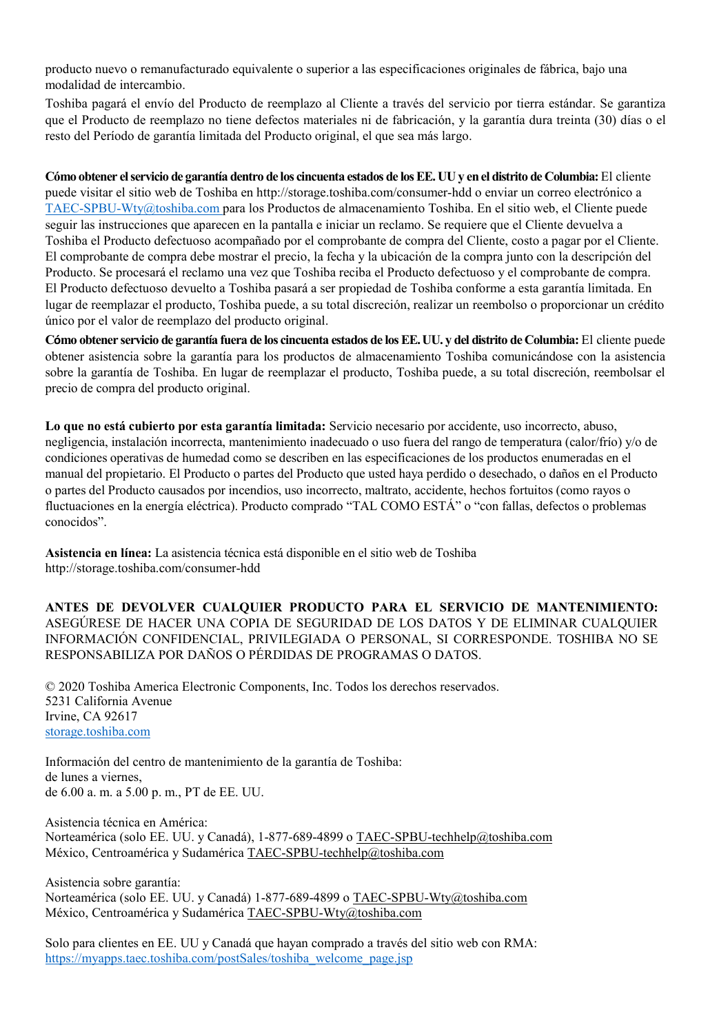producto nuevo o remanufacturado equivalente o superior a las especificaciones originales de fábrica, bajo una modalidad de intercambio.

Toshiba pagará el envío del Producto de reemplazo al Cliente a través del servicio por tierra estándar. Se garantiza que el Producto de reemplazo no tiene defectos materiales ni de fabricación, y la garantía dura treinta (30) días o el resto del Período de garantía limitada del Producto original, el que sea más largo.

**Cómo obtener el servicio de garantía dentro de los cincuenta estados de los EE. UU y en el distrito de Columbia:** El cliente puede visitar el sitio web de Toshiba en http://storage.toshiba.com/consumer-hdd o enviar un correo electrónico a TAEC-SPBU-Wty@toshiba.com para los Productos de almacenamiento Toshiba. En el sitio web, el Cliente puede seguir las instrucciones que aparecen en la pantalla e iniciar un reclamo. Se requiere que el Cliente devuelva a Toshiba el Producto defectuoso acompañado por el comprobante de compra del Cliente, costo a pagar por el Cliente. El comprobante de compra debe mostrar el precio, la fecha y la ubicación de la compra junto con la descripción del Producto. Se procesará el reclamo una vez que Toshiba reciba el Producto defectuoso y el comprobante de compra. El Producto defectuoso devuelto a Toshiba pasará a ser propiedad de Toshiba conforme a esta garantía limitada. En lugar de reemplazar el producto, Toshiba puede, a su total discreción, realizar un reembolso o proporcionar un crédito único por el valor de reemplazo del producto original.

**Cómo obtener servicio de garantía fuera de los cincuenta estados de los EE. UU. y del distrito de Columbia:** El cliente puede obtener asistencia sobre la garantía para los productos de almacenamiento Toshiba comunicándose con la asistencia sobre la garantía de Toshiba. En lugar de reemplazar el producto, Toshiba puede, a su total discreción, reembolsar el precio de compra del producto original.

**Lo que no está cubierto por esta garantía limitada:** Servicio necesario por accidente, uso incorrecto, abuso, negligencia, instalación incorrecta, mantenimiento inadecuado o uso fuera del rango de temperatura (calor/frío) y/o de condiciones operativas de humedad como se describen en las especificaciones de los productos enumeradas en el manual del propietario. El Producto o partes del Producto que usted haya perdido o desechado, o daños en el Producto o partes del Producto causados por incendios, uso incorrecto, maltrato, accidente, hechos fortuitos (como rayos o fluctuaciones en la energía eléctrica). Producto comprado "TAL COMO ESTÁ" o "con fallas, defectos o problemas conocidos".

**Asistencia en línea:** La asistencia técnica está disponible en el sitio web de Toshiba http://storage.toshiba.com/consumer-hdd

**ANTES DE DEVOLVER CUALQUIER PRODUCTO PARA EL SERVICIO DE MANTENIMIENTO:** ASEGÚRESE DE HACER UNA COPIA DE SEGURIDAD DE LOS DATOS Y DE ELIMINAR CUALQUIER INFORMACIÓN CONFIDENCIAL, PRIVILEGIADA O PERSONAL, SI CORRESPONDE. TOSHIBA NO SE RESPONSABILIZA POR DAÑOS O PÉRDIDAS DE PROGRAMAS O DATOS.

© 2020 Toshiba America Electronic Components, Inc. Todos los derechos reservados.
5231 California Avenue
Irvine, CA 92617
storage.toshiba.com

Información del centro de mantenimiento de la garantía de Toshiba:
de lunes a viernes,
de 6.00 a. m. a 5.00 p. m., PT de EE. UU.

Asistencia técnica en América:
Norteamérica (solo EE. UU. y Canadá), 1-877-689-4899 o TAEC-SPBU-techhelp@toshiba.com
México, Centroamérica y Sudamérica TAEC-SPBU-techhelp@toshiba.com

Asistencia sobre garantía:
Norteamérica (solo EE. UU. y Canadá) 1-877-689-4899 o TAEC-SPBU-Wty@toshiba.com
México, Centroamérica y Sudamérica TAEC-SPBU-Wty@toshiba.com

Solo para clientes en EE. UU y Canadá que hayan comprado a través del sitio web con RMA:
https://myapps.taec.toshiba.com/postSales/toshiba_welcome_page.jsp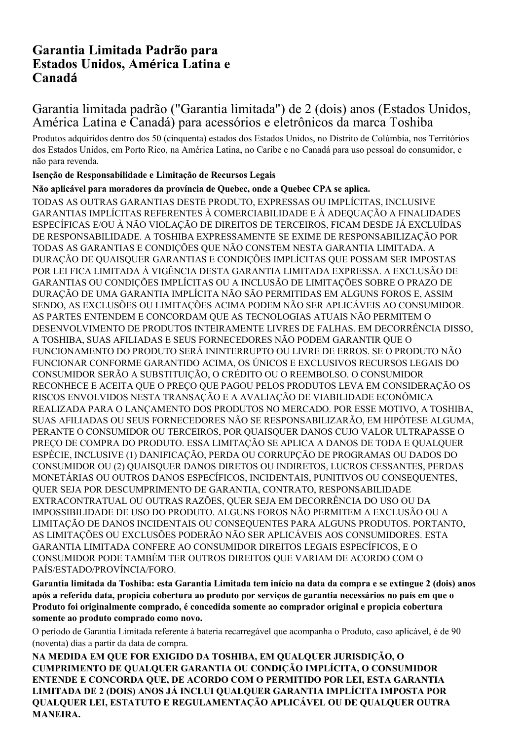# Garantia Limitada Padrão para Estados Unidos, América Latina e Canadá

## Garantia limitada padrão ("Garantia limitada") de 2 (dois) anos (Estados Unidos, América Latina e Canadá) para acessórios e eletrônicos da marca Toshiba

Produtos adquiridos dentro dos 50 (cinquenta) estados dos Estados Unidos, no Distrito de Colúmbia, nos Territórios dos Estados Unidos, em Porto Rico, na América Latina, no Caribe e no Canadá para uso pessoal do consumidor, e não para revenda.

**Isenção de Responsabilidade e Limitação de Recursos Legais**

**Não aplicável para moradores da província de Quebec, onde a Quebec CPA se aplica.**

TODAS AS OUTRAS GARANTIAS DESTE PRODUTO, EXPRESSAS OU IMPLÍCITAS, INCLUSIVE GARANTIAS IMPLÍCITAS REFERENTES À COMERCIABILIDADE E À ADEQUAÇÃO A FINALIDADES ESPECÍFICAS E/OU À NÃO VIOLAÇÃO DE DIREITOS DE TERCEIROS, FICAM DESDE JÁ EXCLUÍDAS DE RESPONSABILIDADE. A TOSHIBA EXPRESSAMENTE SE EXIME DE RESPONSABILIZAÇÃO POR TODAS AS GARANTIAS E CONDIÇÕES QUE NÃO CONSTEM NESTA GARANTIA LIMITADA. A DURAÇÃO DE QUAISQUER GARANTIAS E CONDIÇÕES IMPLÍCITAS QUE POSSAM SER IMPOSTAS POR LEI FICA LIMITADA À VIGÊNCIA DESTA GARANTIA LIMITADA EXPRESSA. A EXCLUSÃO DE GARANTIAS OU CONDIÇÕES IMPLÍCITAS OU A INCLUSÃO DE LIMITAÇÕES SOBRE O PRAZO DE DURAÇÃO DE UMA GARANTIA IMPLÍCITA NÃO SÃO PERMITIDAS EM ALGUNS FOROS E, ASSIM SENDO, AS EXCLUSÕES OU LIMITAÇÕES ACIMA PODEM NÃO SER APLICÁVEIS AO CONSUMIDOR. AS PARTES ENTENDEM E CONCORDAM QUE AS TECNOLOGIAS ATUAIS NÃO PERMITEM O DESENVOLVIMENTO DE PRODUTOS INTEIRAMENTE LIVRES DE FALHAS. EM DECORRÊNCIA DISSO, A TOSHIBA, SUAS AFILIADAS E SEUS FORNECEDORES NÃO PODEM GARANTIR QUE O FUNCIONAMENTO DO PRODUTO SERÁ ININTERRUPTO OU LIVRE DE ERROS. SE O PRODUTO NÃO FUNCIONAR CONFORME GARANTIDO ACIMA, OS ÚNICOS E EXCLUSIVOS RECURSOS LEGAIS DO CONSUMIDOR SERÃO A SUBSTITUIÇÃO, O CRÉDITO OU O REEMBOLSO. O CONSUMIDOR RECONHECE E ACEITA QUE O PREÇO QUE PAGOU PELOS PRODUTOS LEVA EM CONSIDERAÇÃO OS RISCOS ENVOLVIDOS NESTA TRANSAÇÃO E A AVALIAÇÃO DE VIABILIDADE ECONÔMICA REALIZADA PARA O LANÇAMENTO DOS PRODUTOS NO MERCADO. POR ESSE MOTIVO, A TOSHIBA, SUAS AFILIADAS OU SEUS FORNECEDORES NÃO SE RESPONSABILIZARÃO, EM HIPÓTESE ALGUMA, PERANTE O CONSUMIDOR OU TERCEIROS, POR QUAISQUER DANOS CUJO VALOR ULTRAPASSE O PREÇO DE COMPRA DO PRODUTO. ESSA LIMITAÇÃO SE APLICA A DANOS DE TODA E QUALQUER ESPÉCIE, INCLUSIVE (1) DANIFICAÇÃO, PERDA OU CORRUPÇÃO DE PROGRAMAS OU DADOS DO CONSUMIDOR OU (2) QUAISQUER DANOS DIRETOS OU INDIRETOS, LUCROS CESSANTES, PERDAS MONETÁRIAS OU OUTROS DANOS ESPECÍFICOS, INCIDENTAIS, PUNITIVOS OU CONSEQUENTES, QUER SEJA POR DESCUMPRIMENTO DE GARANTIA, CONTRATO, RESPONSABILIDADE EXTRACONTRATUAL OU OUTRAS RAZÕES, QUER SEJA EM DECORRÊNCIA DO USO OU DA IMPOSSIBILIDADE DE USO DO PRODUTO. ALGUNS FOROS NÃO PERMITEM A EXCLUSÃO OU A LIMITAÇÃO DE DANOS INCIDENTAIS OU CONSEQUENTES PARA ALGUNS PRODUTOS. PORTANTO, AS LIMITAÇÕES OU EXCLUSÕES PODERÃO NÃO SER APLICÁVEIS AOS CONSUMIDORES. ESTA GARANTIA LIMITADA CONFERE AO CONSUMIDOR DIREITOS LEGAIS ESPECÍFICOS, E O CONSUMIDOR PODE TAMBÉM TER OUTROS DIREITOS QUE VARIAM DE ACORDO COM O PAÍS/ESTADO/PROVÍNCIA/FORO.

**Garantia limitada da Toshiba: esta Garantia Limitada tem início na data da compra e se extingue 2 (dois) anos após a referida data, propicia cobertura ao produto por serviços de garantia necessários no país em que o Produto foi originalmente comprado, é concedida somente ao comprador original e propicia cobertura somente ao produto comprado como novo.**

O período de Garantia Limitada referente à bateria recarregável que acompanha o Produto, caso aplicável, é de 90 (noventa) dias a partir da data de compra.

**NA MEDIDA EM QUE FOR EXIGIDO DA TOSHIBA, EM QUALQUER JURISDIÇÃO, O CUMPRIMENTO DE QUALQUER GARANTIA OU CONDIÇÃO IMPLÍCITA, O CONSUMIDOR ENTENDE E CONCORDA QUE, DE ACORDO COM O PERMITIDO POR LEI, ESTA GARANTIA LIMITADA DE 2 (DOIS) ANOS JÁ INCLUI QUALQUER GARANTIA IMPLÍCITA IMPOSTA POR QUALQUER LEI, ESTATUTO E REGULAMENTAÇÃO APLICÁVEL OU DE QUALQUER OUTRA MANEIRA.**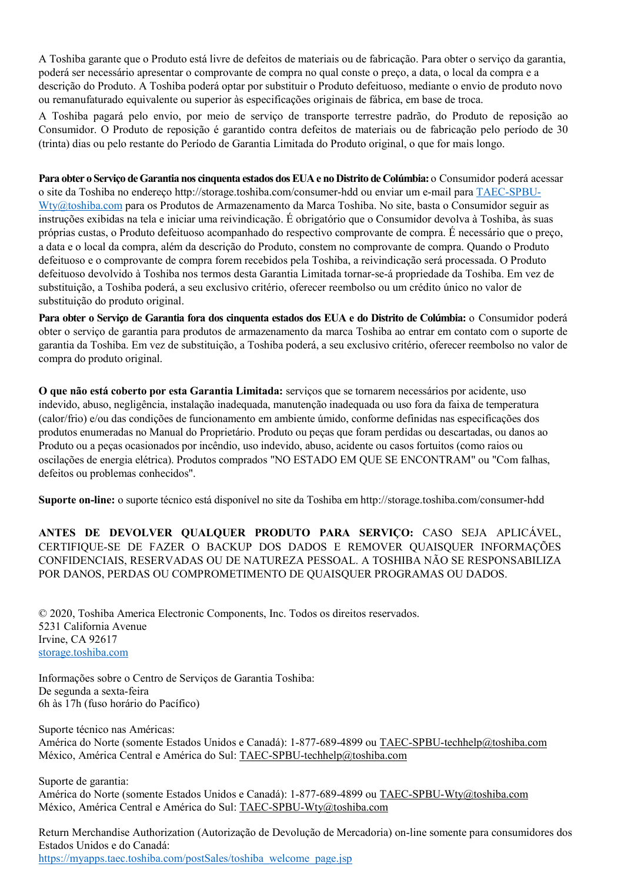A Toshiba garante que o Produto está livre de defeitos de materiais ou de fabricação. Para obter o serviço da garantia, poderá ser necessário apresentar o comprovante de compra no qual conste o preço, a data, o local da compra e a descrição do Produto. A Toshiba poderá optar por substituir o Produto defeituoso, mediante o envio de produto novo ou remanufaturado equivalente ou superior às especificações originais de fábrica, em base de troca.

A Toshiba pagará pelo envio, por meio de serviço de transporte terrestre padrão, do Produto de reposição ao Consumidor. O Produto de reposição é garantido contra defeitos de materiais ou de fabricação pelo período de 30 (trinta) dias ou pelo restante do Período de Garantia Limitada do Produto original, o que for mais longo.

**Para obter o Serviço de Garantia nos cinquenta estados dos EUA e no Distrito de Colúmbia:** o Consumidor poderá acessar o site da Toshiba no endereço http://storage.toshiba.com/consumer-hdd ou enviar um e-mail para TAEC-SPBU-Wty@toshiba.com para os Produtos de Armazenamento da Marca Toshiba. No site, basta o Consumidor seguir as instruções exibidas na tela e iniciar uma reivindicação. É obrigatório que o Consumidor devolva à Toshiba, às suas próprias custas, o Produto defeituoso acompanhado do respectivo comprovante de compra. É necessário que o preço, a data e o local da compra, além da descrição do Produto, constem no comprovante de compra. Quando o Produto defeituoso e o comprovante de compra forem recebidos pela Toshiba, a reivindicação será processada. O Produto defeituoso devolvido à Toshiba nos termos desta Garantia Limitada tornar-se-á propriedade da Toshiba. Em vez de substituição, a Toshiba poderá, a seu exclusivo critério, oferecer reembolso ou um crédito único no valor de substituição do produto original.

**Para obter o Serviço de Garantia fora dos cinquenta estados dos EUA e do Distrito de Colúmbia:** o Consumidor poderá obter o serviço de garantia para produtos de armazenamento da marca Toshiba ao entrar em contato com o suporte de garantia da Toshiba. Em vez de substituição, a Toshiba poderá, a seu exclusivo critério, oferecer reembolso no valor de compra do produto original.

**O que não está coberto por esta Garantia Limitada:** serviços que se tornarem necessários por acidente, uso indevido, abuso, negligência, instalação inadequada, manutenção inadequada ou uso fora da faixa de temperatura (calor/frio) e/ou das condições de funcionamento em ambiente úmido, conforme definidas nas especificações dos produtos enumeradas no Manual do Proprietário. Produto ou peças que foram perdidas ou descartadas, ou danos ao Produto ou a peças ocasionados por incêndio, uso indevido, abuso, acidente ou casos fortuitos (como raios ou oscilações de energia elétrica). Produtos comprados "NO ESTADO EM QUE SE ENCONTRAM" ou "Com falhas, defeitos ou problemas conhecidos".

**Suporte on-line:** o suporte técnico está disponível no site da Toshiba em http://storage.toshiba.com/consumer-hdd

**ANTES DE DEVOLVER QUALQUER PRODUTO PARA SERVIÇO:** CASO SEJA APLICÁVEL, CERTIFIQUE-SE DE FAZER O BACKUP DOS DADOS E REMOVER QUAISQUER INFORMAÇÕES CONFIDENCIAIS, RESERVADAS OU DE NATUREZA PESSOAL. A TOSHIBA NÃO SE RESPONSABILIZA POR DANOS, PERDAS OU COMPROMETIMENTO DE QUAISQUER PROGRAMAS OU DADOS.

© 2020, Toshiba America Electronic Components, Inc. Todos os direitos reservados.
5231 California Avenue
Irvine, CA 92617
storage.toshiba.com

Informações sobre o Centro de Serviços de Garantia Toshiba:
De segunda a sexta-feira
6h às 17h (fuso horário do Pacífico)

Suporte técnico nas Américas:
América do Norte (somente Estados Unidos e Canadá): 1-877-689-4899 ou TAEC-SPBU-techhelp@toshiba.com
México, América Central e América do Sul: TAEC-SPBU-techhelp@toshiba.com

Suporte de garantia:
América do Norte (somente Estados Unidos e Canadá): 1-877-689-4899 ou TAEC-SPBU-Wty@toshiba.com
México, América Central e América do Sul: TAEC-SPBU-Wty@toshiba.com

Return Merchandise Authorization (Autorização de Devolução de Mercadoria) on-line somente para consumidores dos Estados Unidos e do Canadá:
https://myapps.taec.toshiba.com/postSales/toshiba_welcome_page.jsp